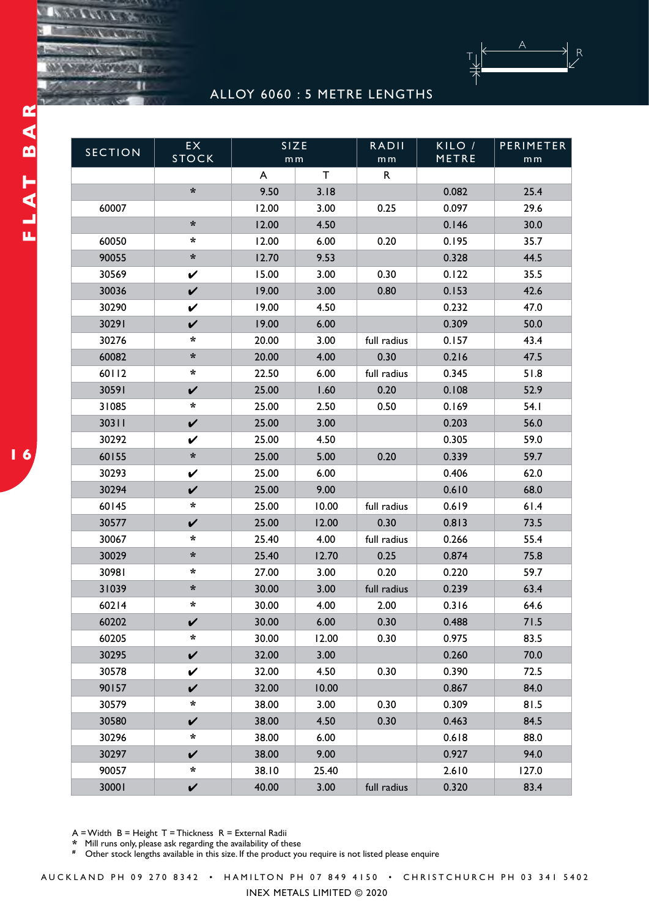# FLAT BAR

## ALLOY 6060 : 5 METRE LENGTHS

| SECTION | EX STOCK | SIZE mm | | RADII mm | KILO / METRE | PERIMETER mm |
|---|---|---|---|---|---|---|
| | | A | T | R | | |
| | * | 9.50 | 3.18 | | 0.082 | 25.4 |
| 60007 | | 12.00 | 3.00 | 0.25 | 0.097 | 29.6 |
| | * | 12.00 | 4.50 | | 0.146 | 30.0 |
| 60050 | * | 12.00 | 6.00 | 0.20 | 0.195 | 35.7 |
| 90055 | * | 12.70 | 9.53 | | 0.328 | 44.5 |
| 30569 | ✔ | 15.00 | 3.00 | 0.30 | 0.122 | 35.5 |
| 30036 | ✔ | 19.00 | 3.00 | 0.80 | 0.153 | 42.6 |
| 30290 | ✔ | 19.00 | 4.50 | | 0.232 | 47.0 |
| 30291 | ✔ | 19.00 | 6.00 | | 0.309 | 50.0 |
| 30276 | * | 20.00 | 3.00 | full radius | 0.157 | 43.4 |
| 60082 | * | 20.00 | 4.00 | 0.30 | 0.216 | 47.5 |
| 60112 | * | 22.50 | 6.00 | full radius | 0.345 | 51.8 |
| 30591 | ✔ | 25.00 | 1.60 | 0.20 | 0.108 | 52.9 |
| 31085 | * | 25.00 | 2.50 | 0.50 | 0.169 | 54.1 |
| 30311 | ✔ | 25.00 | 3.00 | | 0.203 | 56.0 |
| 30292 | ✔ | 25.00 | 4.50 | | 0.305 | 59.0 |
| 60155 | * | 25.00 | 5.00 | 0.20 | 0.339 | 59.7 |
| 30293 | ✔ | 25.00 | 6.00 | | 0.406 | 62.0 |
| 30294 | ✔ | 25.00 | 9.00 | | 0.610 | 68.0 |
| 60145 | * | 25.00 | 10.00 | full radius | 0.619 | 61.4 |
| 30577 | ✔ | 25.00 | 12.00 | 0.30 | 0.813 | 73.5 |
| 30067 | * | 25.40 | 4.00 | full radius | 0.266 | 55.4 |
| 30029 | * | 25.40 | 12.70 | 0.25 | 0.874 | 75.8 |
| 30981 | * | 27.00 | 3.00 | 0.20 | 0.220 | 59.7 |
| 31039 | * | 30.00 | 3.00 | full radius | 0.239 | 63.4 |
| 60214 | * | 30.00 | 4.00 | 2.00 | 0.316 | 64.6 |
| 60202 | ✔ | 30.00 | 6.00 | 0.30 | 0.488 | 71.5 |
| 60205 | * | 30.00 | 12.00 | 0.30 | 0.975 | 83.5 |
| 30295 | ✔ | 32.00 | 3.00 | | 0.260 | 70.0 |
| 30578 | ✔ | 32.00 | 4.50 | 0.30 | 0.390 | 72.5 |
| 90157 | ✔ | 32.00 | 10.00 | | 0.867 | 84.0 |
| 30579 | * | 38.00 | 3.00 | 0.30 | 0.309 | 81.5 |
| 30580 | ✔ | 38.00 | 4.50 | 0.30 | 0.463 | 84.5 |
| 30296 | * | 38.00 | 6.00 | | 0.618 | 88.0 |
| 30297 | ✔ | 38.00 | 9.00 | | 0.927 | 94.0 |
| 90057 | * | 38.10 | 25.40 | | 2.610 | 127.0 |
| 30001 | ✔ | 40.00 | 3.00 | full radius | 0.320 | 83.4 |

A = Width B = Height T = Thickness R = External Radii
* Mill runs only, please ask regarding the availability of these
# Other stock lengths available in this size. If the product you require is not listed please enquire

AUCKLAND PH 09 270 8342 • HAMILTON PH 07 849 4150 • CHRISTCHURCH PH 03 341 5402

INEX METALS LIMITED © 2020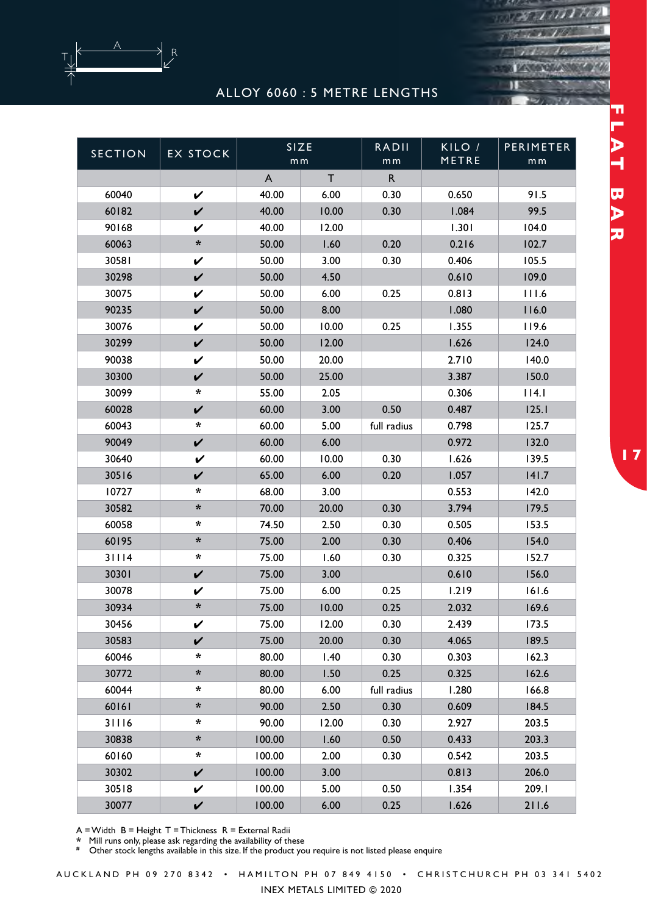# ALLOY 6060 : 5 METRE LENGTHS

## FLAT BAR

| SECTION | EX STOCK | SIZE mm | | RADII mm | KILO / METRE | PERIMETER mm |
|---|---|---|---|---|---|---|
| | | A | T | R | | |
| 60040 | ✔ | 40.00 | 6.00 | 0.30 | 0.650 | 91.5 |
| 60182 | ✔ | 40.00 | 10.00 | 0.30 | 1.084 | 99.5 |
| 90168 | ✔ | 40.00 | 12.00 | | 1.301 | 104.0 |
| 60063 | * | 50.00 | 1.60 | 0.20 | 0.216 | 102.7 |
| 30581 | ✔ | 50.00 | 3.00 | 0.30 | 0.406 | 105.5 |
| 30298 | ✔ | 50.00 | 4.50 | | 0.610 | 109.0 |
| 30075 | ✔ | 50.00 | 6.00 | 0.25 | 0.813 | 111.6 |
| 90235 | ✔ | 50.00 | 8.00 | | 1.080 | 116.0 |
| 30076 | ✔ | 50.00 | 10.00 | 0.25 | 1.355 | 119.6 |
| 30299 | ✔ | 50.00 | 12.00 | | 1.626 | 124.0 |
| 90038 | ✔ | 50.00 | 20.00 | | 2.710 | 140.0 |
| 30300 | ✔ | 50.00 | 25.00 | | 3.387 | 150.0 |
| 30099 | * | 55.00 | 2.05 | | 0.306 | 114.1 |
| 60028 | ✔ | 60.00 | 3.00 | 0.50 | 0.487 | 125.1 |
| 60043 | * | 60.00 | 5.00 | full radius | 0.798 | 125.7 |
| 90049 | ✔ | 60.00 | 6.00 | | 0.972 | 132.0 |
| 30640 | ✔ | 60.00 | 10.00 | 0.30 | 1.626 | 139.5 |
| 30516 | ✔ | 65.00 | 6.00 | 0.20 | 1.057 | 141.7 |
| 10727 | * | 68.00 | 3.00 | | 0.553 | 142.0 |
| 30582 | * | 70.00 | 20.00 | 0.30 | 3.794 | 179.5 |
| 60058 | * | 74.50 | 2.50 | 0.30 | 0.505 | 153.5 |
| 60195 | * | 75.00 | 2.00 | 0.30 | 0.406 | 154.0 |
| 31114 | * | 75.00 | 1.60 | 0.30 | 0.325 | 152.7 |
| 30301 | ✔ | 75.00 | 3.00 | | 0.610 | 156.0 |
| 30078 | ✔ | 75.00 | 6.00 | 0.25 | 1.219 | 161.6 |
| 30934 | * | 75.00 | 10.00 | 0.25 | 2.032 | 169.6 |
| 30456 | ✔ | 75.00 | 12.00 | 0.30 | 2.439 | 173.5 |
| 30583 | ✔ | 75.00 | 20.00 | 0.30 | 4.065 | 189.5 |
| 60046 | * | 80.00 | 1.40 | 0.30 | 0.303 | 162.3 |
| 30772 | * | 80.00 | 1.50 | 0.25 | 0.325 | 162.6 |
| 60044 | * | 80.00 | 6.00 | full radius | 1.280 | 166.8 |
| 60161 | * | 90.00 | 2.50 | 0.30 | 0.609 | 184.5 |
| 31116 | * | 90.00 | 12.00 | 0.30 | 2.927 | 203.5 |
| 30838 | * | 100.00 | 1.60 | 0.50 | 0.433 | 203.3 |
| 60160 | * | 100.00 | 2.00 | 0.30 | 0.542 | 203.5 |
| 30302 | ✔ | 100.00 | 3.00 | | 0.813 | 206.0 |
| 30518 | ✔ | 100.00 | 5.00 | 0.50 | 1.354 | 209.1 |
| 30077 | ✔ | 100.00 | 6.00 | 0.25 | 1.626 | 211.6 |

A = Width B = Height T = Thickness R = External Radii

* Mill runs only, please ask regarding the availability of these

# Other stock lengths available in this size. If the product you require is not listed please enquire

AUCKLAND PH 09 270 8342 • HAMILTON PH 07 849 4150 • CHRISTCHURCH PH 03 341 5402

INEX METALS LIMITED © 2020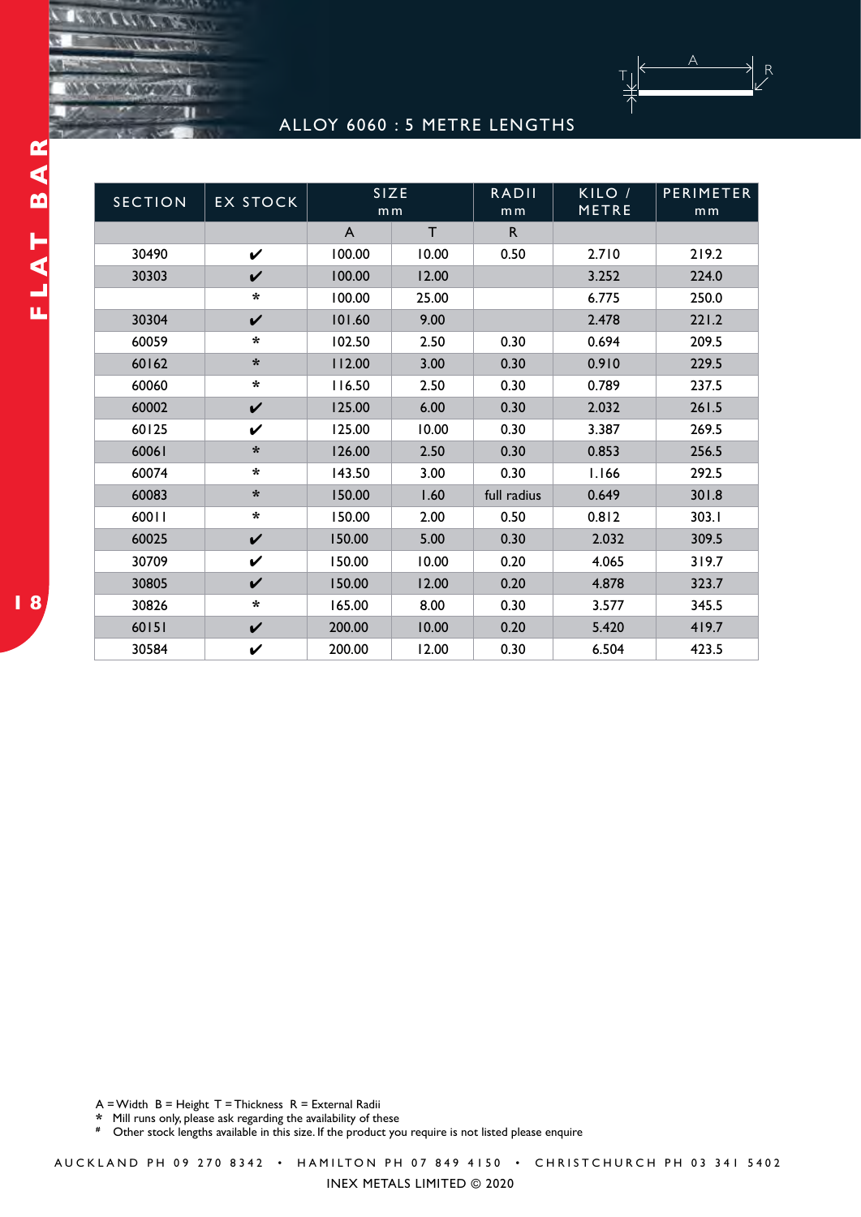# FLAT BAR

## ALLOY 6060 : 5 METRE LENGTHS

| SECTION | EX STOCK | SIZE mm | | RADII mm | KILO / METRE | PERIMETER mm |
|---|---|---|---|---|---|---|
| | | A | T | R | | |
| 30490 | ✔ | 100.00 | 10.00 | 0.50 | 2.710 | 219.2 |
| 30303 | ✔ | 100.00 | 12.00 | | 3.252 | 224.0 |
| | * | 100.00 | 25.00 | | 6.775 | 250.0 |
| 30304 | ✔ | 101.60 | 9.00 | | 2.478 | 221.2 |
| 60059 | * | 102.50 | 2.50 | 0.30 | 0.694 | 209.5 |
| 60162 | * | 112.00 | 3.00 | 0.30 | 0.910 | 229.5 |
| 60060 | * | 116.50 | 2.50 | 0.30 | 0.789 | 237.5 |
| 60002 | ✔ | 125.00 | 6.00 | 0.30 | 2.032 | 261.5 |
| 60125 | ✔ | 125.00 | 10.00 | 0.30 | 3.387 | 269.5 |
| 60061 | * | 126.00 | 2.50 | 0.30 | 0.853 | 256.5 |
| 60074 | * | 143.50 | 3.00 | 0.30 | 1.166 | 292.5 |
| 60083 | * | 150.00 | 1.60 | full radius | 0.649 | 301.8 |
| 60011 | * | 150.00 | 2.00 | 0.50 | 0.812 | 303.1 |
| 60025 | ✔ | 150.00 | 5.00 | 0.30 | 2.032 | 309.5 |
| 30709 | ✔ | 150.00 | 10.00 | 0.20 | 4.065 | 319.7 |
| 30805 | ✔ | 150.00 | 12.00 | 0.20 | 4.878 | 323.7 |
| 30826 | * | 165.00 | 8.00 | 0.30 | 3.577 | 345.5 |
| 60151 | ✔ | 200.00 | 10.00 | 0.20 | 5.420 | 419.7 |
| 30584 | ✔ | 200.00 | 12.00 | 0.30 | 6.504 | 423.5 |

A = Width B = Height T = Thickness R = External Radii

* Mill runs only, please ask regarding the availability of these

# Other stock lengths available in this size. If the product you require is not listed please enquire

AUCKLAND PH 09 270 8342 • HAMILTON PH 07 849 4150 • CHRISTCHURCH PH 03 341 5402

INEX METALS LIMITED © 2020